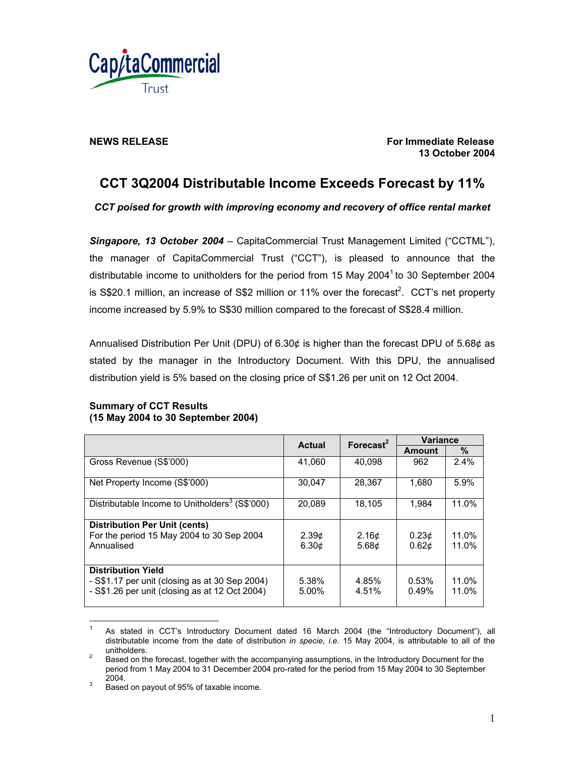CapitaCommercial Trust

**NEWS RELEASE**

**For Immediate Release**
**13 October 2004**

# CCT 3Q2004 Distributable Income Exceeds Forecast by 11%

***CCT poised for growth with improving economy and recovery of office rental market***

***Singapore, 13 October 2004*** – CapitaCommercial Trust Management Limited ("CCTML"), the manager of CapitaCommercial Trust ("CCT"), is pleased to announce that the distributable income to unitholders for the period from 15 May 2004[1] to 30 September 2004 is S$20.1 million, an increase of S$2 million or 11% over the forecast[2]. CCT's net property income increased by 5.9% to S$30 million compared to the forecast of S$28.4 million.

Annualised Distribution Per Unit (DPU) of 6.30¢ is higher than the forecast DPU of 5.68¢ as stated by the manager in the Introductory Document. With this DPU, the annualised distribution yield is 5% based on the closing price of S$1.26 per unit on 12 Oct 2004.

**Summary of CCT Results**
**(15 May 2004 to 30 September 2004)**

| | Actual | Forecast[2] | Variance | |
|---|---|---|---|---|
| | | | Amount | % |
| Gross Revenue (S$'000) | 41,060 | 40,098 | 962 | 2.4% |
| Net Property Income (S$'000) | 30,047 | 28,367 | 1,680 | 5.9% |
| Distributable Income to Unitholders[3] (S$'000) | 20,089 | 18,105 | 1,984 | 11.0% |
| **Distribution Per Unit (cents)** | | | | |
| For the period 15 May 2004 to 30 Sep 2004 | 2.39¢ | 2.16¢ | 0.23¢ | 11.0% |
| Annualised | 6.30¢ | 5.68¢ | 0.62¢ | 11.0% |
| **Distribution Yield** | | | | |
| - S$1.17 per unit (closing as at 30 Sep 2004) | 5.38% | 4.85% | 0.53% | 11.0% |
| - S$1.26 per unit (closing as at 12 Oct 2004) | 5.00% | 4.51% | 0.49% | 11.0% |

---

[1] As stated in CCT's Introductory Document dated 16 March 2004 (the "Introductory Document"), all distributable income from the date of distribution *in specie*, *i.e.* 15 May 2004, is attributable to all of the unitholders.

[2] Based on the forecast, together with the accompanying assumptions, in the Introductory Document for the period from 1 May 2004 to 31 December 2004 pro-rated for the period from 15 May 2004 to 30 September 2004.

[3] Based on payout of 95% of taxable income.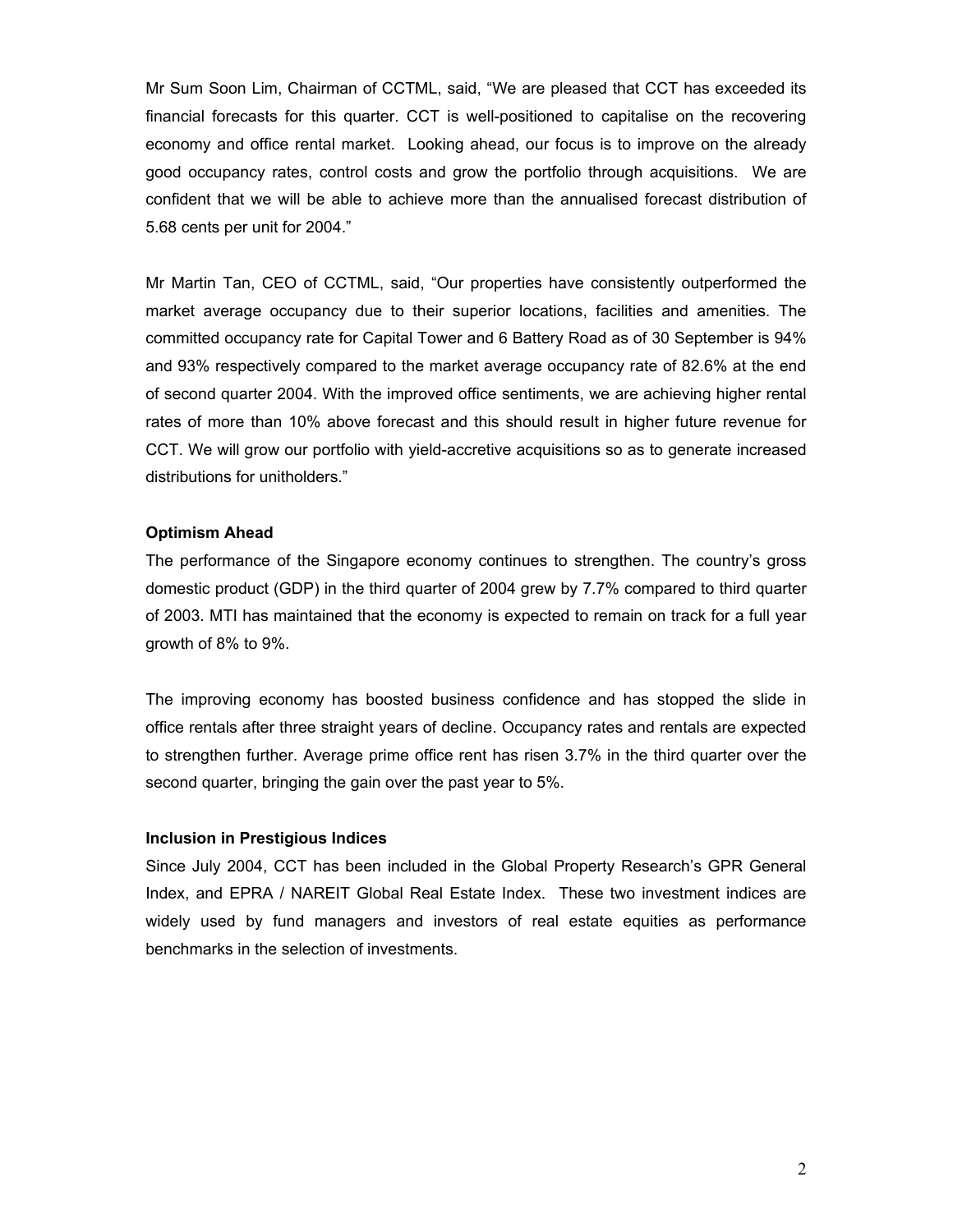Mr Sum Soon Lim, Chairman of CCTML, said, "We are pleased that CCT has exceeded its financial forecasts for this quarter. CCT is well-positioned to capitalise on the recovering economy and office rental market. Looking ahead, our focus is to improve on the already good occupancy rates, control costs and grow the portfolio through acquisitions. We are confident that we will be able to achieve more than the annualised forecast distribution of 5.68 cents per unit for 2004."

Mr Martin Tan, CEO of CCTML, said, "Our properties have consistently outperformed the market average occupancy due to their superior locations, facilities and amenities. The committed occupancy rate for Capital Tower and 6 Battery Road as of 30 September is 94% and 93% respectively compared to the market average occupancy rate of 82.6% at the end of second quarter 2004. With the improved office sentiments, we are achieving higher rental rates of more than 10% above forecast and this should result in higher future revenue for CCT. We will grow our portfolio with yield-accretive acquisitions so as to generate increased distributions for unitholders."

**Optimism Ahead**

The performance of the Singapore economy continues to strengthen. The country's gross domestic product (GDP) in the third quarter of 2004 grew by 7.7% compared to third quarter of 2003. MTI has maintained that the economy is expected to remain on track for a full year growth of 8% to 9%.

The improving economy has boosted business confidence and has stopped the slide in office rentals after three straight years of decline. Occupancy rates and rentals are expected to strengthen further. Average prime office rent has risen 3.7% in the third quarter over the second quarter, bringing the gain over the past year to 5%.

**Inclusion in Prestigious Indices**

Since July 2004, CCT has been included in the Global Property Research's GPR General Index, and EPRA / NAREIT Global Real Estate Index. These two investment indices are widely used by fund managers and investors of real estate equities as performance benchmarks in the selection of investments.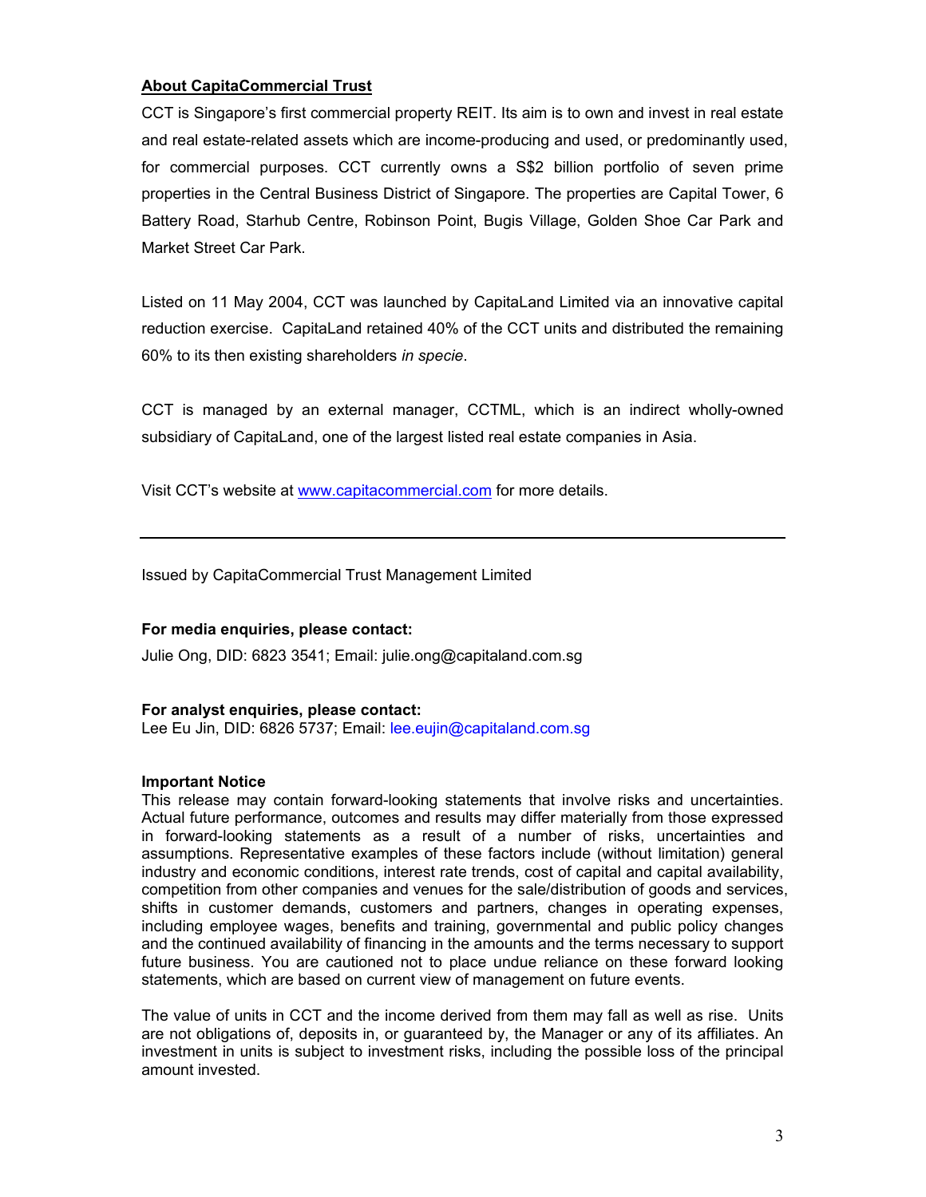## About CapitaCommercial Trust

CCT is Singapore's first commercial property REIT. Its aim is to own and invest in real estate and real estate-related assets which are income-producing and used, or predominantly used, for commercial purposes. CCT currently owns a S$2 billion portfolio of seven prime properties in the Central Business District of Singapore. The properties are Capital Tower, 6 Battery Road, Starhub Centre, Robinson Point, Bugis Village, Golden Shoe Car Park and Market Street Car Park.

Listed on 11 May 2004, CCT was launched by CapitaLand Limited via an innovative capital reduction exercise. CapitaLand retained 40% of the CCT units and distributed the remaining 60% to its then existing shareholders *in specie*.

CCT is managed by an external manager, CCTML, which is an indirect wholly-owned subsidiary of CapitaLand, one of the largest listed real estate companies in Asia.

Visit CCT's website at www.capitacommercial.com for more details.

---

Issued by CapitaCommercial Trust Management Limited

**For media enquiries, please contact:**

Julie Ong, DID: 6823 3541; Email: julie.ong@capitaland.com.sg

**For analyst enquiries, please contact:**

Lee Eu Jin, DID: 6826 5737; Email: lee.eujin@capitaland.com.sg

**Important Notice**

This release may contain forward-looking statements that involve risks and uncertainties. Actual future performance, outcomes and results may differ materially from those expressed in forward-looking statements as a result of a number of risks, uncertainties and assumptions. Representative examples of these factors include (without limitation) general industry and economic conditions, interest rate trends, cost of capital and capital availability, competition from other companies and venues for the sale/distribution of goods and services, shifts in customer demands, customers and partners, changes in operating expenses, including employee wages, benefits and training, governmental and public policy changes and the continued availability of financing in the amounts and the terms necessary to support future business. You are cautioned not to place undue reliance on these forward looking statements, which are based on current view of management on future events.

The value of units in CCT and the income derived from them may fall as well as rise. Units are not obligations of, deposits in, or guaranteed by, the Manager or any of its affiliates. An investment in units is subject to investment risks, including the possible loss of the principal amount invested.